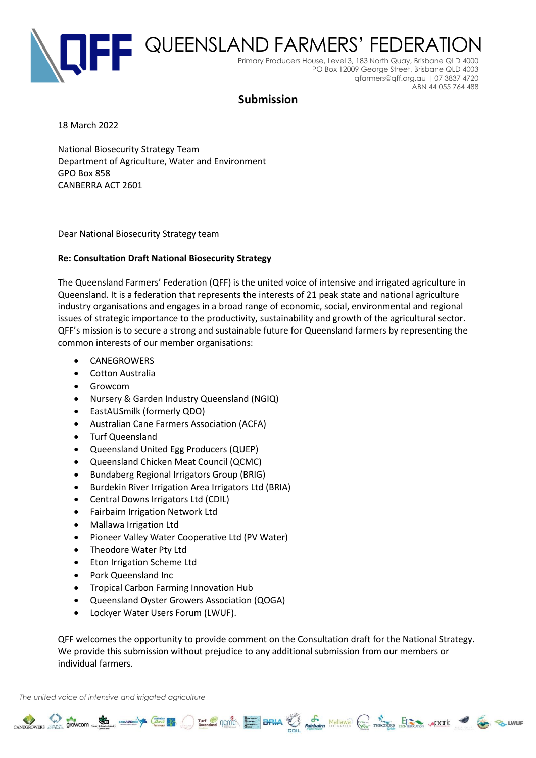# QUEENSLAND FARMERS' FEDERATION

Primary Producers House, Level 3, 183 North Quay, Brisbane QLD 4000
PO Box 12009 George Street, Brisbane QLD 4003
qfarmers@qff.org.au | 07 3837 4720
ABN 44 055 764 488

## Submission

18 March 2022

National Biosecurity Strategy Team
Department of Agriculture, Water and Environment
GPO Box 858
CANBERRA ACT 2601

Dear National Biosecurity Strategy team

**Re: Consultation Draft National Biosecurity Strategy**

The Queensland Farmers' Federation (QFF) is the united voice of intensive and irrigated agriculture in Queensland. It is a federation that represents the interests of 21 peak state and national agriculture industry organisations and engages in a broad range of economic, social, environmental and regional issues of strategic importance to the productivity, sustainability and growth of the agricultural sector. QFF's mission is to secure a strong and sustainable future for Queensland farmers by representing the common interests of our member organisations:

- CANEGROWERS
- Cotton Australia
- Growcom
- Nursery & Garden Industry Queensland (NGIQ)
- EastAUSmilk (formerly QDO)
- Australian Cane Farmers Association (ACFA)
- Turf Queensland
- Queensland United Egg Producers (QUEP)
- Queensland Chicken Meat Council (QCMC)
- Bundaberg Regional Irrigators Group (BRIG)
- Burdekin River Irrigation Area Irrigators Ltd (BRIA)
- Central Downs Irrigators Ltd (CDIL)
- Fairbairn Irrigation Network Ltd
- Mallawa Irrigation Ltd
- Pioneer Valley Water Cooperative Ltd (PV Water)
- Theodore Water Pty Ltd
- Eton Irrigation Scheme Ltd
- Pork Queensland Inc
- Tropical Carbon Farming Innovation Hub
- Queensland Oyster Growers Association (QOGA)
- Lockyer Water Users Forum (LWUF).

QFF welcomes the opportunity to provide comment on the Consultation draft for the National Strategy. We provide this submission without prejudice to any additional submission from our members or individual farmers.

*The united voice of intensive and irrigated agriculture*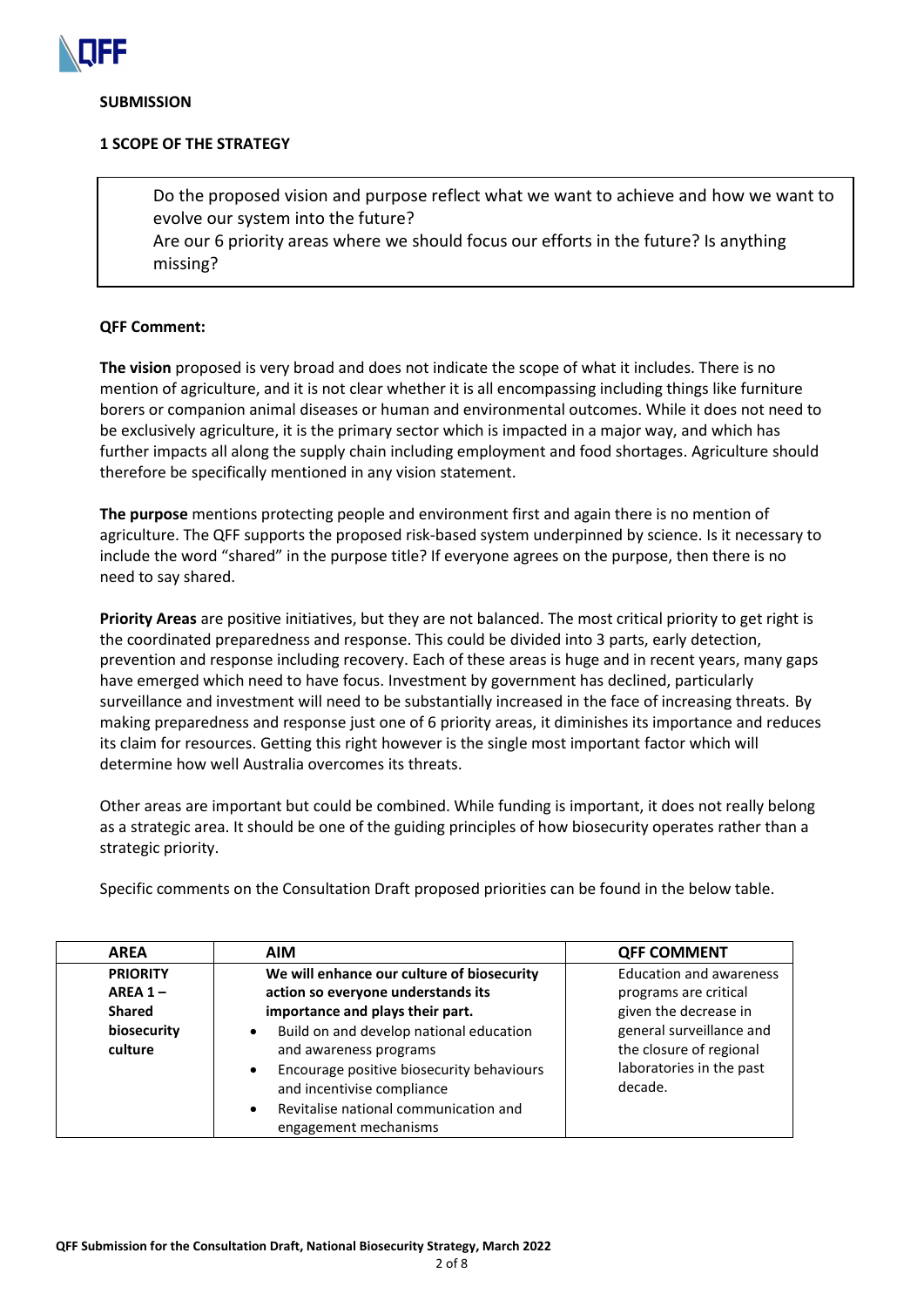**SUBMISSION**

**1 SCOPE OF THE STRATEGY**

> Do the proposed vision and purpose reflect what we want to achieve and how we want to evolve our system into the future?
> Are our 6 priority areas where we should focus our efforts in the future? Is anything missing?

**QFF Comment:**

**The vision** proposed is very broad and does not indicate the scope of what it includes. There is no mention of agriculture, and it is not clear whether it is all encompassing including things like furniture borers or companion animal diseases or human and environmental outcomes. While it does not need to be exclusively agriculture, it is the primary sector which is impacted in a major way, and which has further impacts all along the supply chain including employment and food shortages. Agriculture should therefore be specifically mentioned in any vision statement.

**The purpose** mentions protecting people and environment first and again there is no mention of agriculture. The QFF supports the proposed risk-based system underpinned by science. Is it necessary to include the word "shared" in the purpose title? If everyone agrees on the purpose, then there is no need to say shared.

**Priority Areas** are positive initiatives, but they are not balanced. The most critical priority to get right is the coordinated preparedness and response. This could be divided into 3 parts, early detection, prevention and response including recovery. Each of these areas is huge and in recent years, many gaps have emerged which need to have focus. Investment by government has declined, particularly surveillance and investment will need to be substantially increased in the face of increasing threats. By making preparedness and response just one of 6 priority areas, it diminishes its importance and reduces its claim for resources. Getting this right however is the single most important factor which will determine how well Australia overcomes its threats.

Other areas are important but could be combined. While funding is important, it does not really belong as a strategic area. It should be one of the guiding principles of how biosecurity operates rather than a strategic priority.

Specific comments on the Consultation Draft proposed priorities can be found in the below table.

| AREA | AIM | QFF COMMENT |
|---|---|---|
| **PRIORITY AREA 1 – Shared biosecurity culture** | **We will enhance our culture of biosecurity action so everyone understands its importance and plays their part.**<br>• Build on and develop national education and awareness programs<br>• Encourage positive biosecurity behaviours and incentivise compliance<br>• Revitalise national communication and engagement mechanisms | Education and awareness programs are critical given the decrease in general surveillance and the closure of regional laboratories in the past decade. |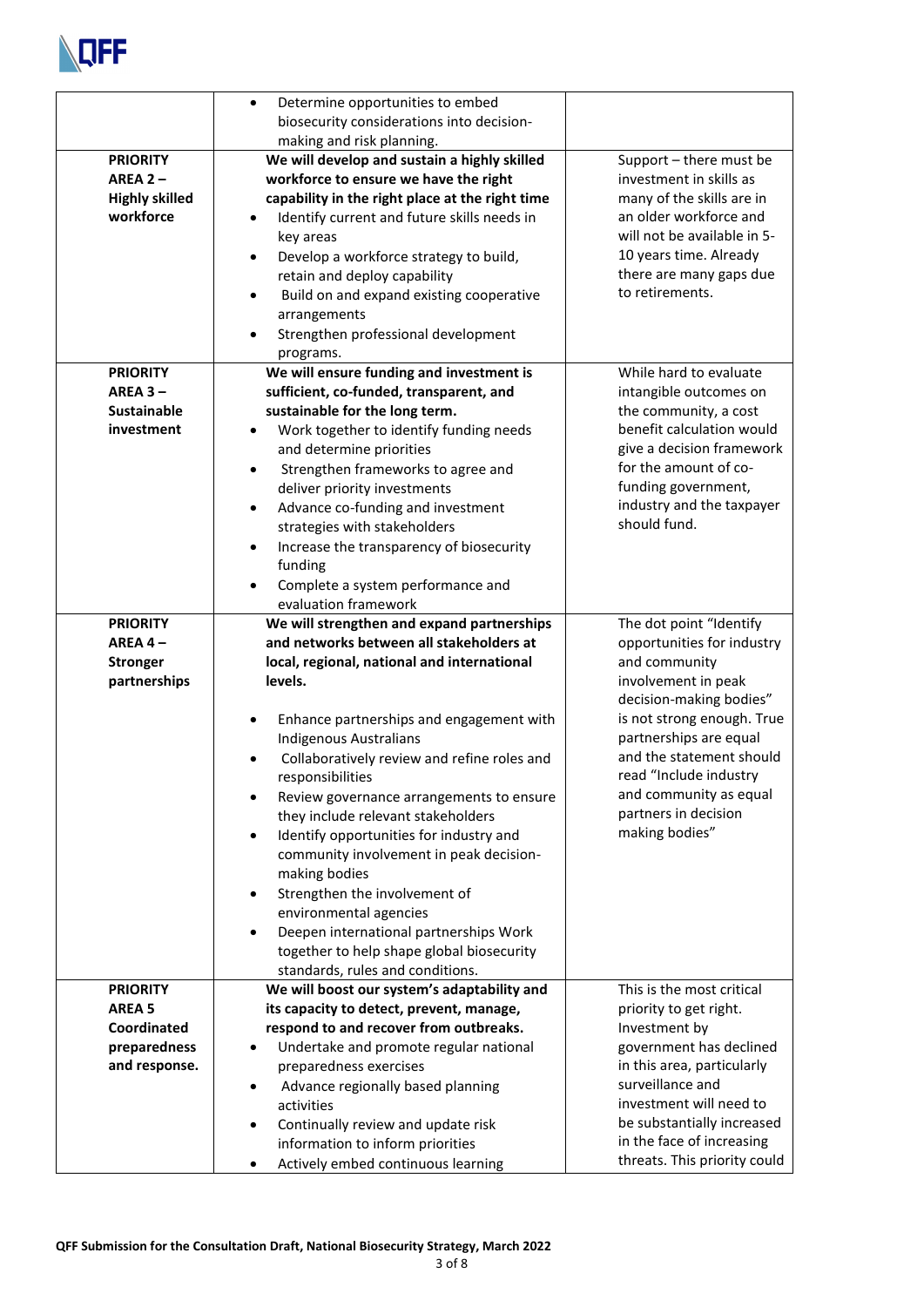| | | |
|---|---|---|
| | • Determine opportunities to embed biosecurity considerations into decision-making and risk planning. | |
| **PRIORITY AREA 2 – Highly skilled workforce** | **We will develop and sustain a highly skilled workforce to ensure we have the right capability in the right place at the right time**<br>• Identify current and future skills needs in key areas<br>• Develop a workforce strategy to build, retain and deploy capability<br>• Build on and expand existing cooperative arrangements<br>• Strengthen professional development programs. | Support – there must be investment in skills as many of the skills are in an older workforce and will not be available in 5-10 years time. Already there are many gaps due to retirements. |
| **PRIORITY AREA 3 – Sustainable investment** | **We will ensure funding and investment is sufficient, co-funded, transparent, and sustainable for the long term.**<br>• Work together to identify funding needs and determine priorities<br>• Strengthen frameworks to agree and deliver priority investments<br>• Advance co-funding and investment strategies with stakeholders<br>• Increase the transparency of biosecurity funding<br>• Complete a system performance and evaluation framework | While hard to evaluate intangible outcomes on the community, a cost benefit calculation would give a decision framework for the amount of co-funding government, industry and the taxpayer should fund. |
| **PRIORITY AREA 4 – Stronger partnerships** | **We will strengthen and expand partnerships and networks between all stakeholders at local, regional, national and international levels.**<br>• Enhance partnerships and engagement with Indigenous Australians<br>• Collaboratively review and refine roles and responsibilities<br>• Review governance arrangements to ensure they include relevant stakeholders<br>• Identify opportunities for industry and community involvement in peak decision-making bodies<br>• Strengthen the involvement of environmental agencies<br>• Deepen international partnerships Work together to help shape global biosecurity standards, rules and conditions. | The dot point "Identify opportunities for industry and community involvement in peak decision-making bodies" is not strong enough. True partnerships are equal and the statement should read "Include industry and community as equal partners in decision making bodies" |
| **PRIORITY AREA 5 Coordinated preparedness and response.** | **We will boost our system's adaptability and its capacity to detect, prevent, manage, respond to and recover from outbreaks.**<br>• Undertake and promote regular national preparedness exercises<br>• Advance regionally based planning activities<br>• Continually review and update risk information to inform priorities<br>• Actively embed continuous learning | This is the most critical priority to get right. Investment by government has declined in this area, particularly surveillance and investment will need to be substantially increased in the face of increasing threats. This priority could |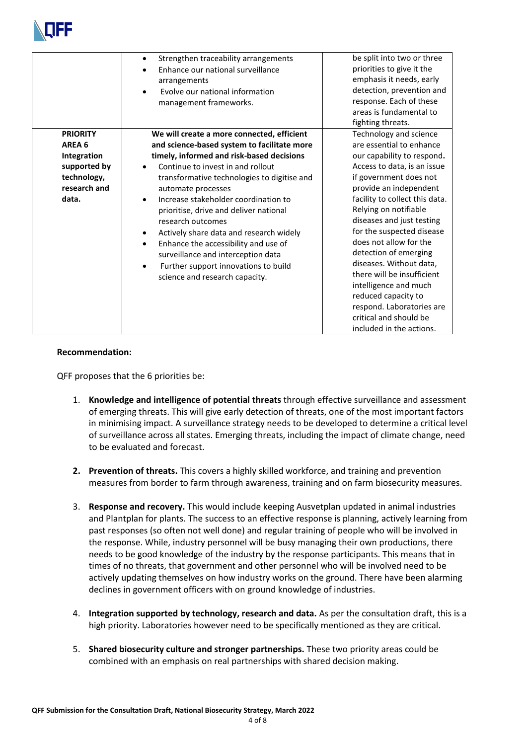| | | |
|---|---|---|
| | • Strengthen traceability arrangements<br>• Enhance our national surveillance arrangements<br>• Evolve our national information management frameworks. | be split into two or three priorities to give it the emphasis it needs, early detection, prevention and response. Each of these areas is fundamental to fighting threats. |
| **PRIORITY AREA 6 Integration supported by technology, research and data.** | **We will create a more connected, efficient and science-based system to facilitate more timely, informed and risk-based decisions**<br>• Continue to invest in and rollout transformative technologies to digitise and automate processes<br>• Increase stakeholder coordination to prioritise, drive and deliver national research outcomes<br>• Actively share data and research widely<br>• Enhance the accessibility and use of surveillance and interception data<br>• Further support innovations to build science and research capacity. | Technology and science are essential to enhance our capability to respond**.** Access to data, is an issue if government does not provide an independent facility to collect this data. Relying on notifiable diseases and just testing for the suspected disease does not allow for the detection of emerging diseases. Without data, there will be insufficient intelligence and much reduced capacity to respond. Laboratories are critical and should be included in the actions. |

**Recommendation:**

QFF proposes that the 6 priorities be:

1. **Knowledge and intelligence of potential threats** through effective surveillance and assessment of emerging threats. This will give early detection of threats, one of the most important factors in minimising impact. A surveillance strategy needs to be developed to determine a critical level of surveillance across all states. Emerging threats, including the impact of climate change, need to be evaluated and forecast.

2. **Prevention of threats.** This covers a highly skilled workforce, and training and prevention measures from border to farm through awareness, training and on farm biosecurity measures.

3. **Response and recovery.** This would include keeping Ausvetplan updated in animal industries and Plantplan for plants. The success to an effective response is planning, actively learning from past responses (so often not well done) and regular training of people who will be involved in the response. While, industry personnel will be busy managing their own productions, there needs to be good knowledge of the industry by the response participants. This means that in times of no threats, that government and other personnel who will be involved need to be actively updating themselves on how industry works on the ground. There have been alarming declines in government officers with on ground knowledge of industries.

4. **Integration supported by technology, research and data.** As per the consultation draft, this is a high priority. Laboratories however need to be specifically mentioned as they are critical.

5. **Shared biosecurity culture and stronger partnerships.** These two priority areas could be combined with an emphasis on real partnerships with shared decision making.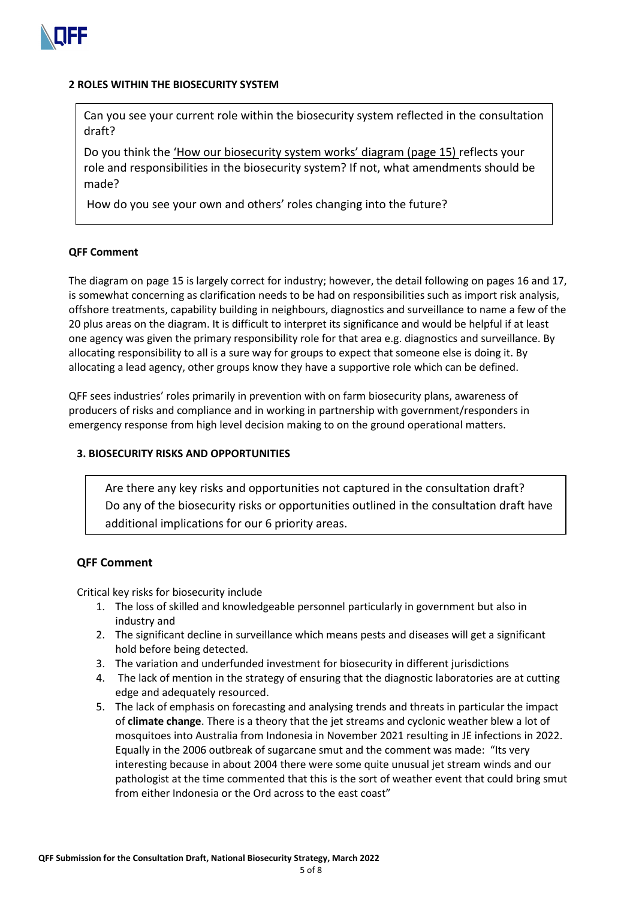## 2 ROLES WITHIN THE BIOSECURITY SYSTEM

> Can you see your current role within the biosecurity system reflected in the consultation draft?
>
> Do you think the 'How our biosecurity system works' diagram (page 15) reflects your role and responsibilities in the biosecurity system? If not, what amendments should be made?
>
> How do you see your own and others' roles changing into the future?

### QFF Comment

The diagram on page 15 is largely correct for industry; however, the detail following on pages 16 and 17, is somewhat concerning as clarification needs to be had on responsibilities such as import risk analysis, offshore treatments, capability building in neighbours, diagnostics and surveillance to name a few of the 20 plus areas on the diagram. It is difficult to interpret its significance and would be helpful if at least one agency was given the primary responsibility role for that area e.g. diagnostics and surveillance. By allocating responsibility to all is a sure way for groups to expect that someone else is doing it. By allocating a lead agency, other groups know they have a supportive role which can be defined.

QFF sees industries' roles primarily in prevention with on farm biosecurity plans, awareness of producers of risks and compliance and in working in partnership with government/responders in emergency response from high level decision making to on the ground operational matters.

## 3. BIOSECURITY RISKS AND OPPORTUNITIES

> Are there any key risks and opportunities not captured in the consultation draft?
> Do any of the biosecurity risks or opportunities outlined in the consultation draft have additional implications for our 6 priority areas.

### QFF Comment

Critical key risks for biosecurity include

1. The loss of skilled and knowledgeable personnel particularly in government but also in industry and
2. The significant decline in surveillance which means pests and diseases will get a significant hold before being detected.
3. The variation and underfunded investment for biosecurity in different jurisdictions
4. The lack of mention in the strategy of ensuring that the diagnostic laboratories are at cutting edge and adequately resourced.
5. The lack of emphasis on forecasting and analysing trends and threats in particular the impact of **climate change**. There is a theory that the jet streams and cyclonic weather blew a lot of mosquitoes into Australia from Indonesia in November 2021 resulting in JE infections in 2022. Equally in the 2006 outbreak of sugarcane smut and the comment was made: "Its very interesting because in about 2004 there were some quite unusual jet stream winds and our pathologist at the time commented that this is the sort of weather event that could bring smut from either Indonesia or the Ord across to the east coast"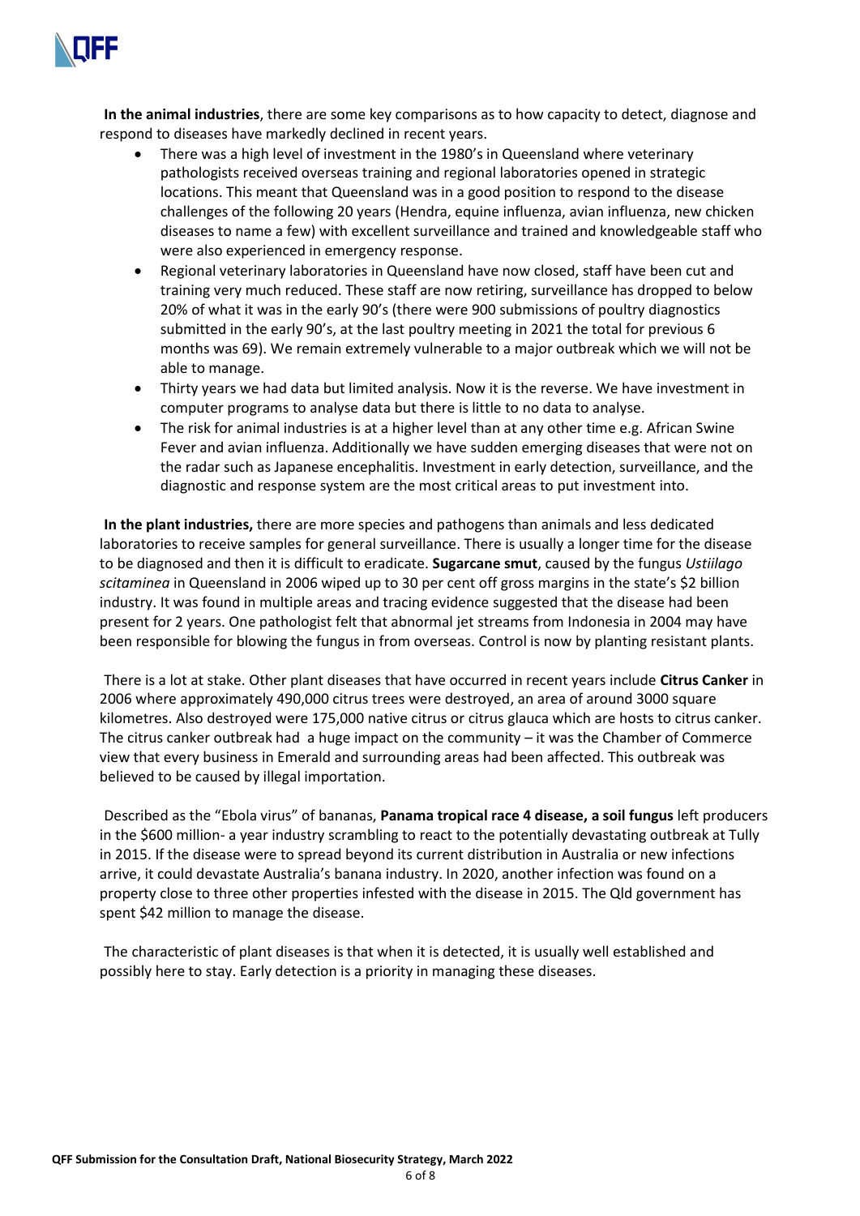**In the animal industries**, there are some key comparisons as to how capacity to detect, diagnose and respond to diseases have markedly declined in recent years.

- There was a high level of investment in the 1980's in Queensland where veterinary pathologists received overseas training and regional laboratories opened in strategic locations. This meant that Queensland was in a good position to respond to the disease challenges of the following 20 years (Hendra, equine influenza, avian influenza, new chicken diseases to name a few) with excellent surveillance and trained and knowledgeable staff who were also experienced in emergency response.
- Regional veterinary laboratories in Queensland have now closed, staff have been cut and training very much reduced. These staff are now retiring, surveillance has dropped to below 20% of what it was in the early 90's (there were 900 submissions of poultry diagnostics submitted in the early 90's, at the last poultry meeting in 2021 the total for previous 6 months was 69). We remain extremely vulnerable to a major outbreak which we will not be able to manage.
- Thirty years we had data but limited analysis. Now it is the reverse. We have investment in computer programs to analyse data but there is little to no data to analyse.
- The risk for animal industries is at a higher level than at any other time e.g. African Swine Fever and avian influenza. Additionally we have sudden emerging diseases that were not on the radar such as Japanese encephalitis. Investment in early detection, surveillance, and the diagnostic and response system are the most critical areas to put investment into.

**In the plant industries,** there are more species and pathogens than animals and less dedicated laboratories to receive samples for general surveillance. There is usually a longer time for the disease to be diagnosed and then it is difficult to eradicate. **Sugarcane smut**, caused by the fungus *Ustiilago scitaminea* in Queensland in 2006 wiped up to 30 per cent off gross margins in the state's $2 billion industry. It was found in multiple areas and tracing evidence suggested that the disease had been present for 2 years. One pathologist felt that abnormal jet streams from Indonesia in 2004 may have been responsible for blowing the fungus in from overseas. Control is now by planting resistant plants.

There is a lot at stake. Other plant diseases that have occurred in recent years include **Citrus Canker** in 2006 where approximately 490,000 citrus trees were destroyed, an area of around 3000 square kilometres. Also destroyed were 175,000 native citrus or citrus glauca which are hosts to citrus canker. The citrus canker outbreak had a huge impact on the community – it was the Chamber of Commerce view that every business in Emerald and surrounding areas had been affected. This outbreak was believed to be caused by illegal importation.

Described as the "Ebola virus" of bananas, **Panama tropical race 4 disease, a soil fungus** left producers in the $600 million- a year industry scrambling to react to the potentially devastating outbreak at Tully in 2015. If the disease were to spread beyond its current distribution in Australia or new infections arrive, it could devastate Australia's banana industry. In 2020, another infection was found on a property close to three other properties infested with the disease in 2015. The Qld government has spent $42 million to manage the disease.

The characteristic of plant diseases is that when it is detected, it is usually well established and possibly here to stay. Early detection is a priority in managing these diseases.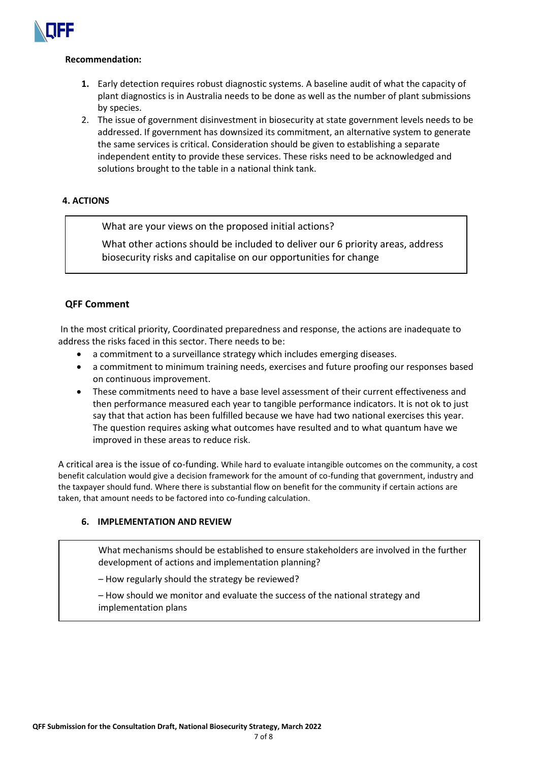**Recommendation:**

1. Early detection requires robust diagnostic systems. A baseline audit of what the capacity of plant diagnostics is in Australia needs to be done as well as the number of plant submissions by species.
2. The issue of government disinvestment in biosecurity at state government levels needs to be addressed. If government has downsized its commitment, an alternative system to generate the same services is critical. Consideration should be given to establishing a separate independent entity to provide these services. These risks need to be acknowledged and solutions brought to the table in a national think tank.

## 4. ACTIONS

> What are your views on the proposed initial actions?
>
> What other actions should be included to deliver our 6 priority areas, address biosecurity risks and capitalise on our opportunities for change

### QFF Comment

In the most critical priority, Coordinated preparedness and response, the actions are inadequate to address the risks faced in this sector. There needs to be:

- a commitment to a surveillance strategy which includes emerging diseases.
- a commitment to minimum training needs, exercises and future proofing our responses based on continuous improvement.
- These commitments need to have a base level assessment of their current effectiveness and then performance measured each year to tangible performance indicators. It is not ok to just say that that action has been fulfilled because we have had two national exercises this year. The question requires asking what outcomes have resulted and to what quantum have we improved in these areas to reduce risk.

A critical area is the issue of co-funding. While hard to evaluate intangible outcomes on the community, a cost benefit calculation would give a decision framework for the amount of co-funding that government, industry and the taxpayer should fund. Where there is substantial flow on benefit for the community if certain actions are taken, that amount needs to be factored into co-funding calculation.

## 6. IMPLEMENTATION AND REVIEW

> What mechanisms should be established to ensure stakeholders are involved in the further development of actions and implementation planning?
>
> – How regularly should the strategy be reviewed?
>
> – How should we monitor and evaluate the success of the national strategy and implementation plans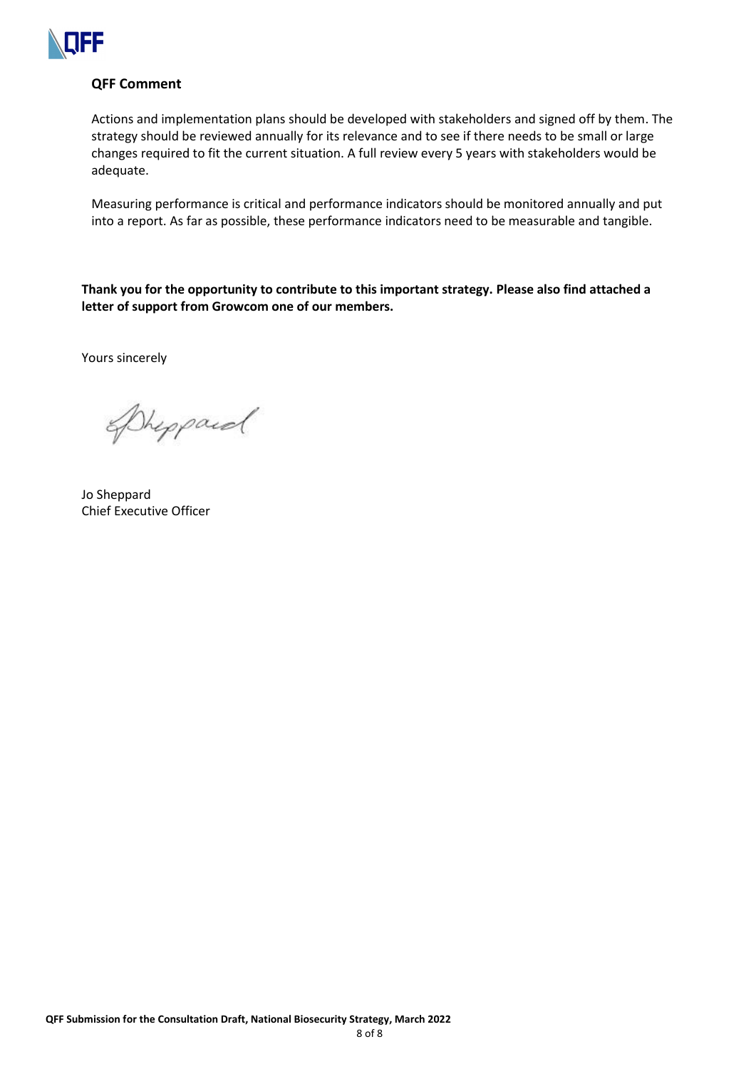### QFF Comment

Actions and implementation plans should be developed with stakeholders and signed off by them. The strategy should be reviewed annually for its relevance and to see if there needs to be small or large changes required to fit the current situation. A full review every 5 years with stakeholders would be adequate.

Measuring performance is critical and performance indicators should be monitored annually and put into a report. As far as possible, these performance indicators need to be measurable and tangible.

**Thank you for the opportunity to contribute to this important strategy. Please also find attached a letter of support from Growcom one of our members.**

Yours sincerely

Jo Sheppard
Chief Executive Officer